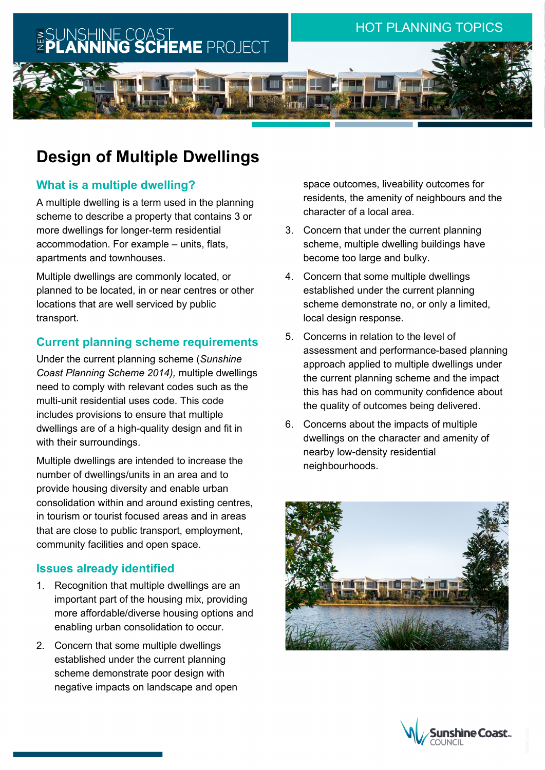# Design of Multiple Dwellings

## What is a multiple dwelling?

A multiple dwelling is a term used in the planning scheme to describe a property that contains 3 or more dwellings for longer-term residential accommodation. For example – units, flats, apartments and townhouses.

Multiple dwellings are commonly located, or planned to be located, in or near centres or other locations that are well serviced by public transport.

## Current planning scheme requirements

Under the current planning scheme (*Sunshine Coast Planning Scheme 2014),* multiple dwellings need to comply with relevant codes such as the multi-unit residential uses code. This code includes provisions to ensure that multiple dwellings are of a high-quality design and fit in with their surroundings.

Multiple dwellings are intended to increase the number of dwellings/units in an area and to provide housing diversity and enable urban consolidation within and around existing centres, in tourism or tourist focused areas and in areas that are close to public transport, employment, community facilities and open space.

## Issues already identified

1. Recognition that multiple dwellings are an important part of the housing mix, providing more affordable/diverse housing options and enabling urban consolidation to occur.
2. Concern that some multiple dwellings established under the current planning scheme demonstrate poor design with negative impacts on landscape and open space outcomes, liveability outcomes for residents, the amenity of neighbours and the character of a local area.
3. Concern that under the current planning scheme, multiple dwelling buildings have become too large and bulky.
4. Concern that some multiple dwellings established under the current planning scheme demonstrate no, or only a limited, local design response.
5. Concerns in relation to the level of assessment and performance-based planning approach applied to multiple dwellings under the current planning scheme and the impact this has had on community confidence about the quality of outcomes being delivered.
6. Concerns about the impacts of multiple dwellings on the character and amenity of nearby low-density residential neighbourhoods.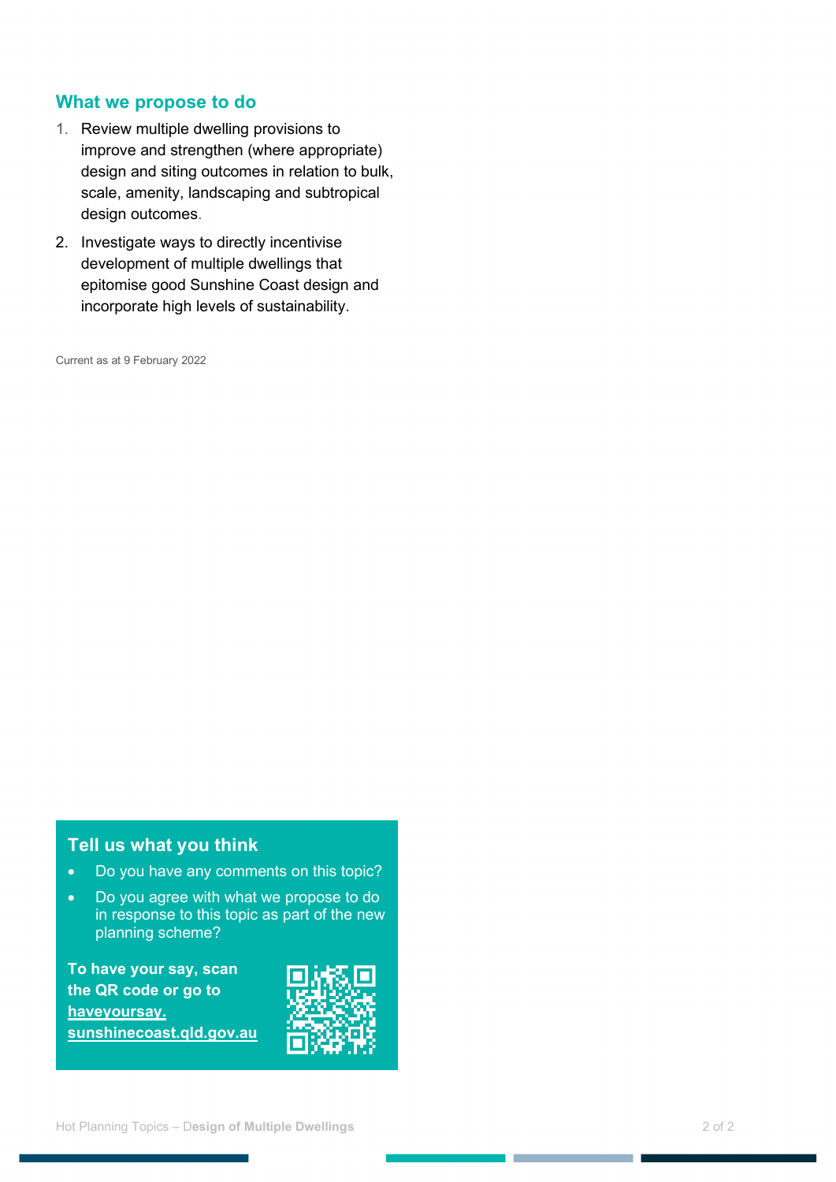## What we propose to do

1. Review multiple dwelling provisions to improve and strengthen (where appropriate) design and siting outcomes in relation to bulk, scale, amenity, landscaping and subtropical design outcomes.
2. Investigate ways to directly incentivise development of multiple dwellings that epitomise good Sunshine Coast design and incorporate high levels of sustainability.

Current as at 9 February 2022

## Tell us what you think

- Do you have any comments on this topic?
- Do you agree with what we propose to do in response to this topic as part of the new planning scheme?

**To have your say, scan the QR code or go to haveyoursay.sunshinecoast.qld.gov.au**